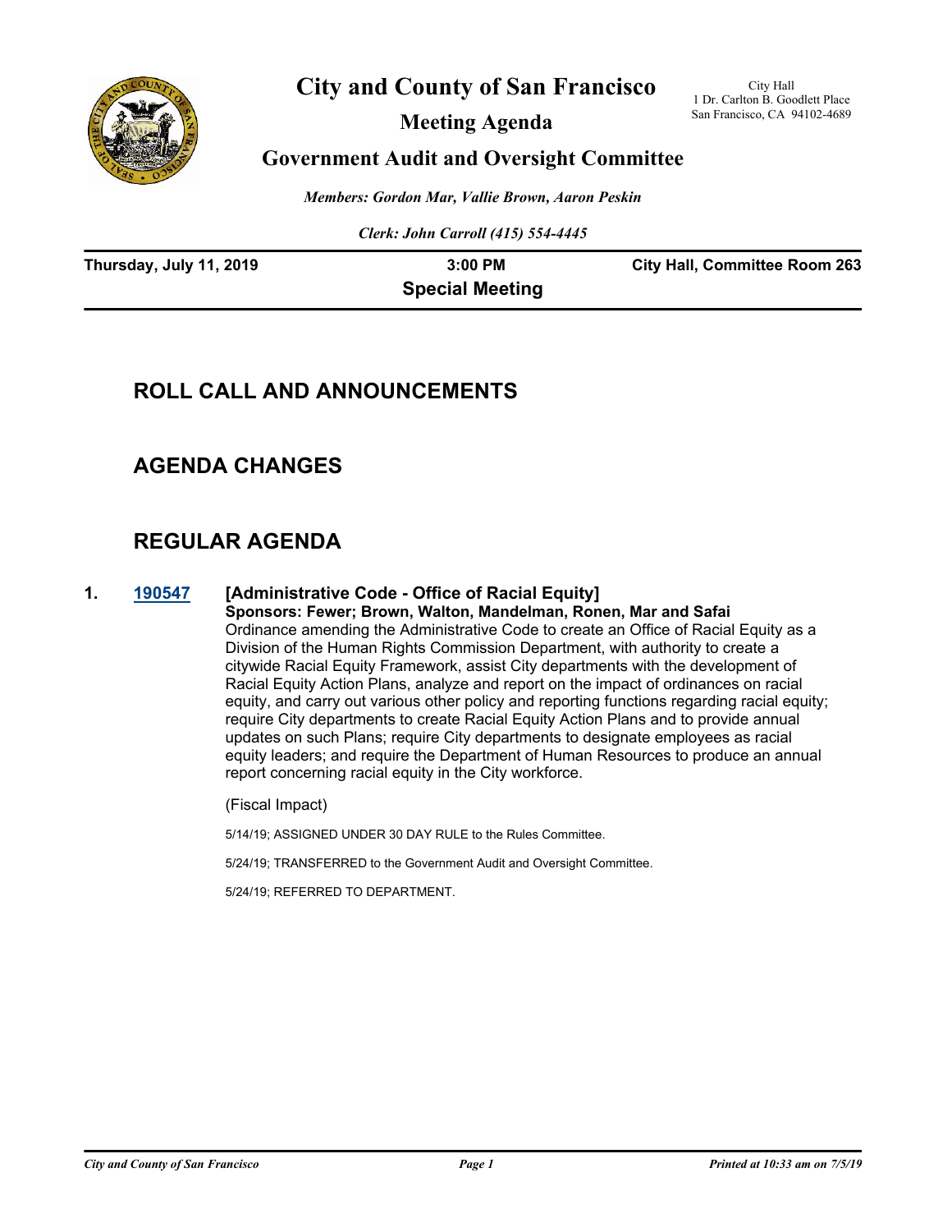# City and County of San Francisco

City Hall
1 Dr. Carlton B. Goodlett Place
San Francisco, CA 94102-4689

## Meeting Agenda

## Government Audit and Oversight Committee

*Members: Gordon Mar, Vallie Brown, Aaron Peskin*

*Clerk: John Carroll (415) 554-4445*

**Thursday, July 11, 2019** | **3:00 PM** | **City Hall, Committee Room 263**

**Special Meeting**

## ROLL CALL AND ANNOUNCEMENTS

## AGENDA CHANGES

## REGULAR AGENDA

**1. 190547 [Administrative Code - Office of Racial Equity]**

**Sponsors: Fewer; Brown, Walton, Mandelman, Ronen, Mar and Safai**

Ordinance amending the Administrative Code to create an Office of Racial Equity as a Division of the Human Rights Commission Department, with authority to create a citywide Racial Equity Framework, assist City departments with the development of Racial Equity Action Plans, analyze and report on the impact of ordinances on racial equity, and carry out various other policy and reporting functions regarding racial equity; require City departments to create Racial Equity Action Plans and to provide annual updates on such Plans; require City departments to designate employees as racial equity leaders; and require the Department of Human Resources to produce an annual report concerning racial equity in the City workforce.

(Fiscal Impact)

5/14/19; ASSIGNED UNDER 30 DAY RULE to the Rules Committee.

5/24/19; TRANSFERRED to the Government Audit and Oversight Committee.

5/24/19; REFERRED TO DEPARTMENT.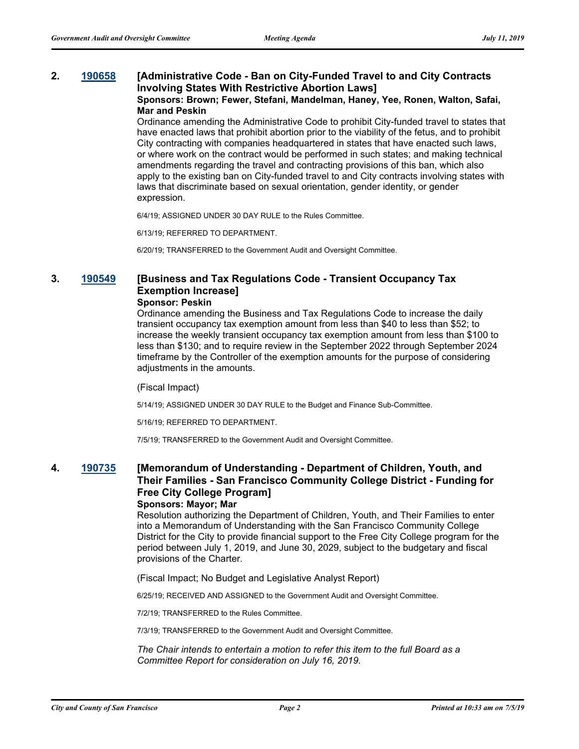**2. [190658](190658) [Administrative Code - Ban on City-Funded Travel to and City Contracts Involving States With Restrictive Abortion Laws]**

**Sponsors: Brown; Fewer, Stefani, Mandelman, Haney, Yee, Ronen, Walton, Safai, Mar and Peskin**

Ordinance amending the Administrative Code to prohibit City-funded travel to states that have enacted laws that prohibit abortion prior to the viability of the fetus, and to prohibit City contracting with companies headquartered in states that have enacted such laws, or where work on the contract would be performed in such states; and making technical amendments regarding the travel and contracting provisions of this ban, which also apply to the existing ban on City-funded travel to and City contracts involving states with laws that discriminate based on sexual orientation, gender identity, or gender expression.

6/4/19; ASSIGNED UNDER 30 DAY RULE to the Rules Committee.

6/13/19; REFERRED TO DEPARTMENT.

6/20/19; TRANSFERRED to the Government Audit and Oversight Committee.

**3. [190549](190549) [Business and Tax Regulations Code - Transient Occupancy Tax Exemption Increase]**

**Sponsor: Peskin**

Ordinance amending the Business and Tax Regulations Code to increase the daily transient occupancy tax exemption amount from less than $40 to less than $52; to increase the weekly transient occupancy tax exemption amount from less than $100 to less than $130; and to require review in the September 2022 through September 2024 timeframe by the Controller of the exemption amounts for the purpose of considering adjustments in the amounts.

(Fiscal Impact)

5/14/19; ASSIGNED UNDER 30 DAY RULE to the Budget and Finance Sub-Committee.

5/16/19; REFERRED TO DEPARTMENT.

7/5/19; TRANSFERRED to the Government Audit and Oversight Committee.

**4. [190735](190735) [Memorandum of Understanding - Department of Children, Youth, and Their Families - San Francisco Community College District - Funding for Free City College Program]**

**Sponsors: Mayor; Mar**

Resolution authorizing the Department of Children, Youth, and Their Families to enter into a Memorandum of Understanding with the San Francisco Community College District for the City to provide financial support to the Free City College program for the period between July 1, 2019, and June 30, 2029, subject to the budgetary and fiscal provisions of the Charter.

(Fiscal Impact; No Budget and Legislative Analyst Report)

6/25/19; RECEIVED AND ASSIGNED to the Government Audit and Oversight Committee.

7/2/19; TRANSFERRED to the Rules Committee.

7/3/19; TRANSFERRED to the Government Audit and Oversight Committee.

*The Chair intends to entertain a motion to refer this item to the full Board as a Committee Report for consideration on July 16, 2019.*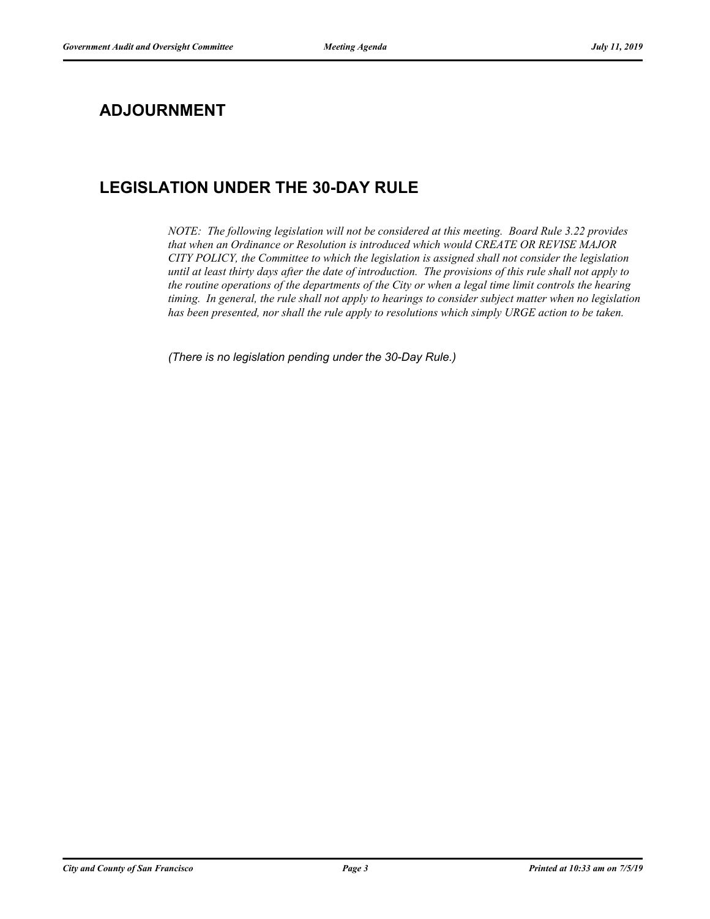## ADJOURNMENT

## LEGISLATION UNDER THE 30-DAY RULE

*NOTE: The following legislation will not be considered at this meeting. Board Rule 3.22 provides that when an Ordinance or Resolution is introduced which would CREATE OR REVISE MAJOR CITY POLICY, the Committee to which the legislation is assigned shall not consider the legislation until at least thirty days after the date of introduction. The provisions of this rule shall not apply to the routine operations of the departments of the City or when a legal time limit controls the hearing timing. In general, the rule shall not apply to hearings to consider subject matter when no legislation has been presented, nor shall the rule apply to resolutions which simply URGE action to be taken.*

*(There is no legislation pending under the 30-Day Rule.)*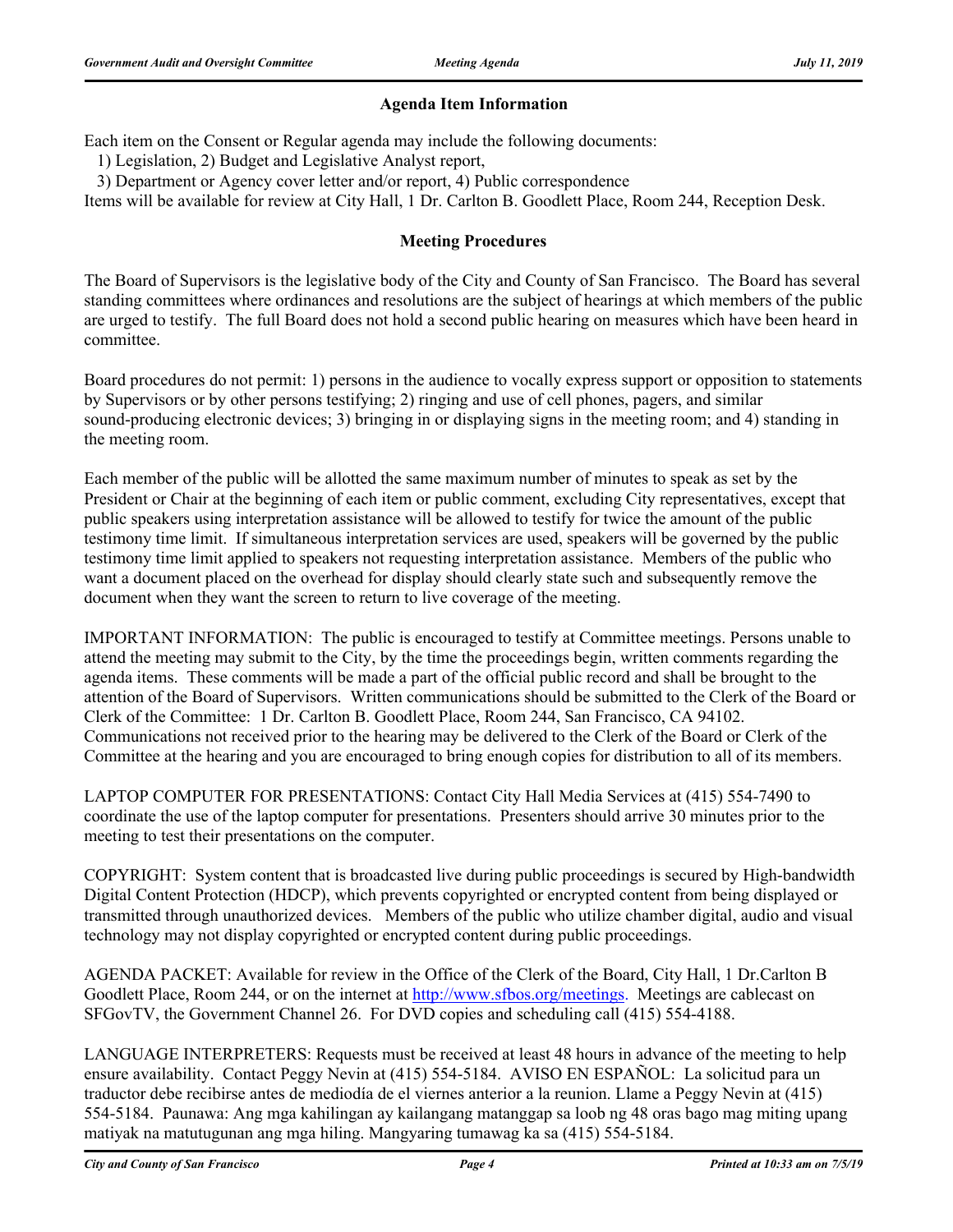### Agenda Item Information

Each item on the Consent or Regular agenda may include the following documents:
  1) Legislation, 2) Budget and Legislative Analyst report,
  3) Department or Agency cover letter and/or report, 4) Public correspondence
Items will be available for review at City Hall, 1 Dr. Carlton B. Goodlett Place, Room 244, Reception Desk.

### Meeting Procedures

The Board of Supervisors is the legislative body of the City and County of San Francisco. The Board has several standing committees where ordinances and resolutions are the subject of hearings at which members of the public are urged to testify. The full Board does not hold a second public hearing on measures which have been heard in committee.

Board procedures do not permit: 1) persons in the audience to vocally express support or opposition to statements by Supervisors or by other persons testifying; 2) ringing and use of cell phones, pagers, and similar sound-producing electronic devices; 3) bringing in or displaying signs in the meeting room; and 4) standing in the meeting room.

Each member of the public will be allotted the same maximum number of minutes to speak as set by the President or Chair at the beginning of each item or public comment, excluding City representatives, except that public speakers using interpretation assistance will be allowed to testify for twice the amount of the public testimony time limit. If simultaneous interpretation services are used, speakers will be governed by the public testimony time limit applied to speakers not requesting interpretation assistance. Members of the public who want a document placed on the overhead for display should clearly state such and subsequently remove the document when they want the screen to return to live coverage of the meeting.

IMPORTANT INFORMATION: The public is encouraged to testify at Committee meetings. Persons unable to attend the meeting may submit to the City, by the time the proceedings begin, written comments regarding the agenda items. These comments will be made a part of the official public record and shall be brought to the attention of the Board of Supervisors. Written communications should be submitted to the Clerk of the Board or Clerk of the Committee: 1 Dr. Carlton B. Goodlett Place, Room 244, San Francisco, CA 94102. Communications not received prior to the hearing may be delivered to the Clerk of the Board or Clerk of the Committee at the hearing and you are encouraged to bring enough copies for distribution to all of its members.

LAPTOP COMPUTER FOR PRESENTATIONS: Contact City Hall Media Services at (415) 554-7490 to coordinate the use of the laptop computer for presentations. Presenters should arrive 30 minutes prior to the meeting to test their presentations on the computer.

COPYRIGHT: System content that is broadcasted live during public proceedings is secured by High-bandwidth Digital Content Protection (HDCP), which prevents copyrighted or encrypted content from being displayed or transmitted through unauthorized devices. Members of the public who utilize chamber digital, audio and visual technology may not display copyrighted or encrypted content during public proceedings.

AGENDA PACKET: Available for review in the Office of the Clerk of the Board, City Hall, 1 Dr.Carlton B Goodlett Place, Room 244, or on the internet at http://www.sfbos.org/meetings. Meetings are cablecast on SFGovTV, the Government Channel 26. For DVD copies and scheduling call (415) 554-4188.

LANGUAGE INTERPRETERS: Requests must be received at least 48 hours in advance of the meeting to help ensure availability. Contact Peggy Nevin at (415) 554-5184. AVISO EN ESPAÑOL: La solicitud para un traductor debe recibirse antes de mediodía de el viernes anterior a la reunion. Llame a Peggy Nevin at (415) 554-5184. Paunawa: Ang mga kahilingan ay kailangang matanggap sa loob ng 48 oras bago mag miting upang matiyak na matutugunan ang mga hiling. Mangyaring tumawag ka sa (415) 554-5184.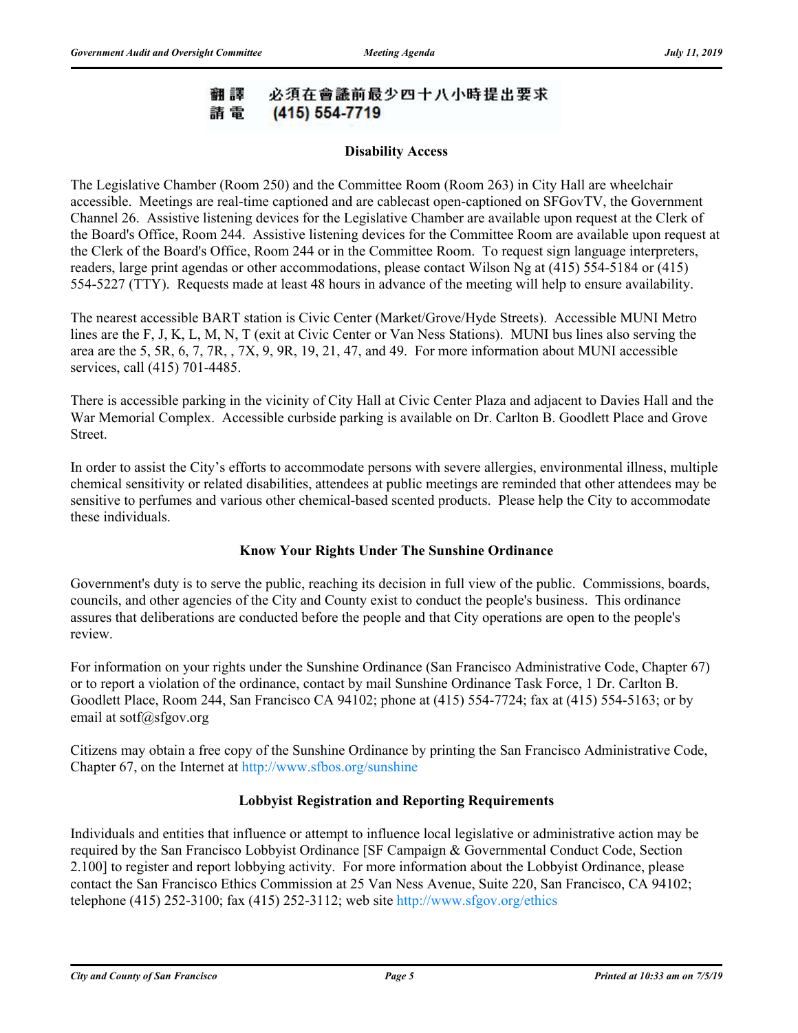翻譯　　必須在會議前最少四十八小時提出要求
請電　　(415) 554-7719

### Disability Access

The Legislative Chamber (Room 250) and the Committee Room (Room 263) in City Hall are wheelchair accessible. Meetings are real-time captioned and are cablecast open-captioned on SFGovTV, the Government Channel 26. Assistive listening devices for the Legislative Chamber are available upon request at the Clerk of the Board's Office, Room 244. Assistive listening devices for the Committee Room are available upon request at the Clerk of the Board's Office, Room 244 or in the Committee Room. To request sign language interpreters, readers, large print agendas or other accommodations, please contact Wilson Ng at (415) 554-5184 or (415) 554-5227 (TTY). Requests made at least 48 hours in advance of the meeting will help to ensure availability.

The nearest accessible BART station is Civic Center (Market/Grove/Hyde Streets). Accessible MUNI Metro lines are the F, J, K, L, M, N, T (exit at Civic Center or Van Ness Stations). MUNI bus lines also serving the area are the 5, 5R, 6, 7, 7R, , 7X, 9, 9R, 19, 21, 47, and 49. For more information about MUNI accessible services, call (415) 701-4485.

There is accessible parking in the vicinity of City Hall at Civic Center Plaza and adjacent to Davies Hall and the War Memorial Complex. Accessible curbside parking is available on Dr. Carlton B. Goodlett Place and Grove Street.

In order to assist the City's efforts to accommodate persons with severe allergies, environmental illness, multiple chemical sensitivity or related disabilities, attendees at public meetings are reminded that other attendees may be sensitive to perfumes and various other chemical-based scented products. Please help the City to accommodate these individuals.

### Know Your Rights Under The Sunshine Ordinance

Government's duty is to serve the public, reaching its decision in full view of the public. Commissions, boards, councils, and other agencies of the City and County exist to conduct the people's business. This ordinance assures that deliberations are conducted before the people and that City operations are open to the people's review.

For information on your rights under the Sunshine Ordinance (San Francisco Administrative Code, Chapter 67) or to report a violation of the ordinance, contact by mail Sunshine Ordinance Task Force, 1 Dr. Carlton B. Goodlett Place, Room 244, San Francisco CA 94102; phone at (415) 554-7724; fax at (415) 554-5163; or by email at sotf@sfgov.org

Citizens may obtain a free copy of the Sunshine Ordinance by printing the San Francisco Administrative Code, Chapter 67, on the Internet at http://www.sfbos.org/sunshine

### Lobbyist Registration and Reporting Requirements

Individuals and entities that influence or attempt to influence local legislative or administrative action may be required by the San Francisco Lobbyist Ordinance [SF Campaign & Governmental Conduct Code, Section 2.100] to register and report lobbying activity. For more information about the Lobbyist Ordinance, please contact the San Francisco Ethics Commission at 25 Van Ness Avenue, Suite 220, San Francisco, CA 94102; telephone (415) 252-3100; fax (415) 252-3112; web site http://www.sfgov.org/ethics